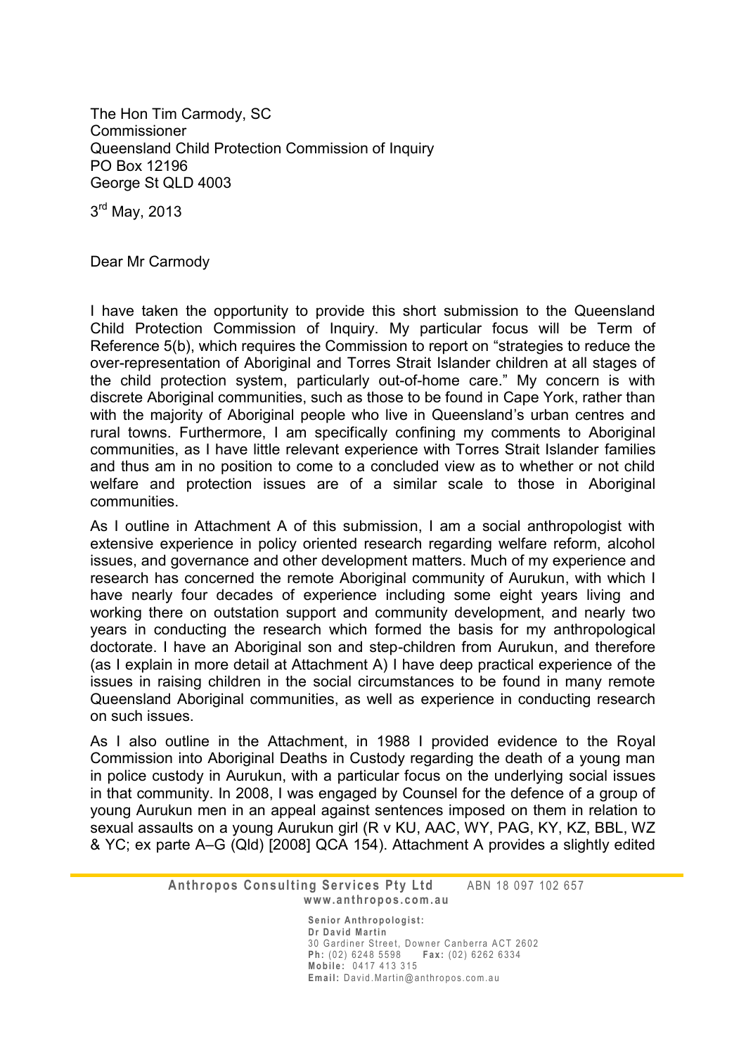The Hon Tim Carmody, SC
Commissioner
Queensland Child Protection Commission of Inquiry
PO Box 12196
George St QLD 4003

3rd May, 2013

Dear Mr Carmody

I have taken the opportunity to provide this short submission to the Queensland Child Protection Commission of Inquiry. My particular focus will be Term of Reference 5(b), which requires the Commission to report on "strategies to reduce the over-representation of Aboriginal and Torres Strait Islander children at all stages of the child protection system, particularly out-of-home care." My concern is with discrete Aboriginal communities, such as those to be found in Cape York, rather than with the majority of Aboriginal people who live in Queensland's urban centres and rural towns. Furthermore, I am specifically confining my comments to Aboriginal communities, as I have little relevant experience with Torres Strait Islander families and thus am in no position to come to a concluded view as to whether or not child welfare and protection issues are of a similar scale to those in Aboriginal communities.

As I outline in Attachment A of this submission, I am a social anthropologist with extensive experience in policy oriented research regarding welfare reform, alcohol issues, and governance and other development matters. Much of my experience and research has concerned the remote Aboriginal community of Aurukun, with which I have nearly four decades of experience including some eight years living and working there on outstation support and community development, and nearly two years in conducting the research which formed the basis for my anthropological doctorate. I have an Aboriginal son and step-children from Aurukun, and therefore (as I explain in more detail at Attachment A) I have deep practical experience of the issues in raising children in the social circumstances to be found in many remote Queensland Aboriginal communities, as well as experience in conducting research on such issues.

As I also outline in the Attachment, in 1988 I provided evidence to the Royal Commission into Aboriginal Deaths in Custody regarding the death of a young man in police custody in Aurukun, with a particular focus on the underlying social issues in that community. In 2008, I was engaged by Counsel for the defence of a group of young Aurukun men in an appeal against sentences imposed on them in relation to sexual assaults on a young Aurukun girl (R v KU, AAC, WY, PAG, KY, KZ, BBL, WZ & YC; ex parte A–G (Qld) [2008] QCA 154). Attachment A provides a slightly edited

**Anthropos Consulting Services Pty Ltd** ABN 18 097 102 657
**www.anthropos.com.au**

**Senior Anthropologist:**
**Dr David Martin**
30 Gardiner Street, Downer Canberra ACT 2602
**Ph:** (02) 6248 5598 **Fax:** (02) 6262 6334
**Mobile:** 0417 413 315
**Email:** David.Martin@anthropos.com.au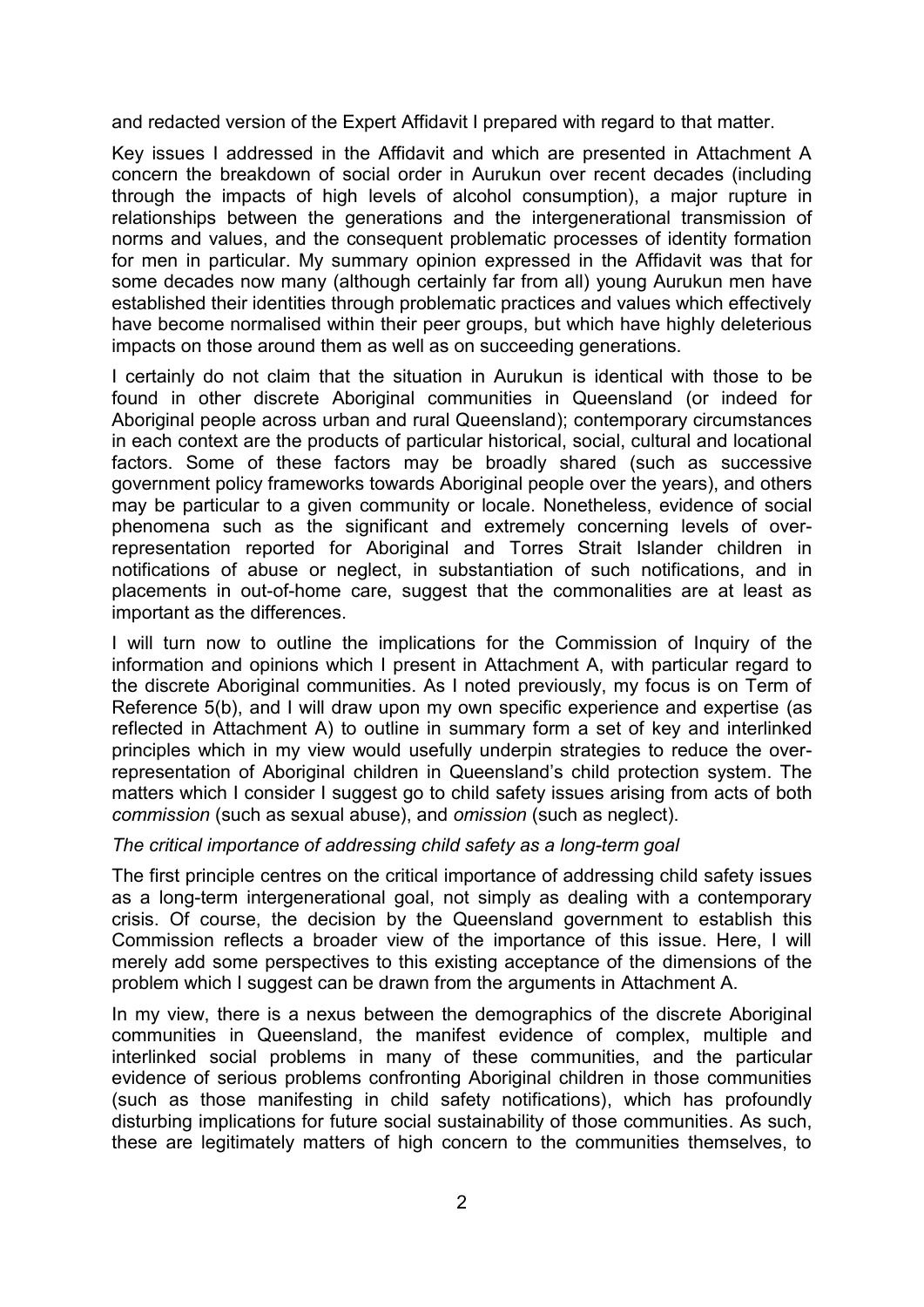and redacted version of the Expert Affidavit I prepared with regard to that matter.

Key issues I addressed in the Affidavit and which are presented in Attachment A concern the breakdown of social order in Aurukun over recent decades (including through the impacts of high levels of alcohol consumption), a major rupture in relationships between the generations and the intergenerational transmission of norms and values, and the consequent problematic processes of identity formation for men in particular. My summary opinion expressed in the Affidavit was that for some decades now many (although certainly far from all) young Aurukun men have established their identities through problematic practices and values which effectively have become normalised within their peer groups, but which have highly deleterious impacts on those around them as well as on succeeding generations.

I certainly do not claim that the situation in Aurukun is identical with those to be found in other discrete Aboriginal communities in Queensland (or indeed for Aboriginal people across urban and rural Queensland); contemporary circumstances in each context are the products of particular historical, social, cultural and locational factors. Some of these factors may be broadly shared (such as successive government policy frameworks towards Aboriginal people over the years), and others may be particular to a given community or locale. Nonetheless, evidence of social phenomena such as the significant and extremely concerning levels of over-representation reported for Aboriginal and Torres Strait Islander children in notifications of abuse or neglect, in substantiation of such notifications, and in placements in out-of-home care, suggest that the commonalities are at least as important as the differences.

I will turn now to outline the implications for the Commission of Inquiry of the information and opinions which I present in Attachment A, with particular regard to the discrete Aboriginal communities. As I noted previously, my focus is on Term of Reference 5(b), and I will draw upon my own specific experience and expertise (as reflected in Attachment A) to outline in summary form a set of key and interlinked principles which in my view would usefully underpin strategies to reduce the over-representation of Aboriginal children in Queensland's child protection system. The matters which I consider I suggest go to child safety issues arising from acts of both *commission* (such as sexual abuse), and *omission* (such as neglect).

*The critical importance of addressing child safety as a long-term goal*

The first principle centres on the critical importance of addressing child safety issues as a long-term intergenerational goal, not simply as dealing with a contemporary crisis. Of course, the decision by the Queensland government to establish this Commission reflects a broader view of the importance of this issue. Here, I will merely add some perspectives to this existing acceptance of the dimensions of the problem which I suggest can be drawn from the arguments in Attachment A.

In my view, there is a nexus between the demographics of the discrete Aboriginal communities in Queensland, the manifest evidence of complex, multiple and interlinked social problems in many of these communities, and the particular evidence of serious problems confronting Aboriginal children in those communities (such as those manifesting in child safety notifications), which has profoundly disturbing implications for future social sustainability of those communities. As such, these are legitimately matters of high concern to the communities themselves, to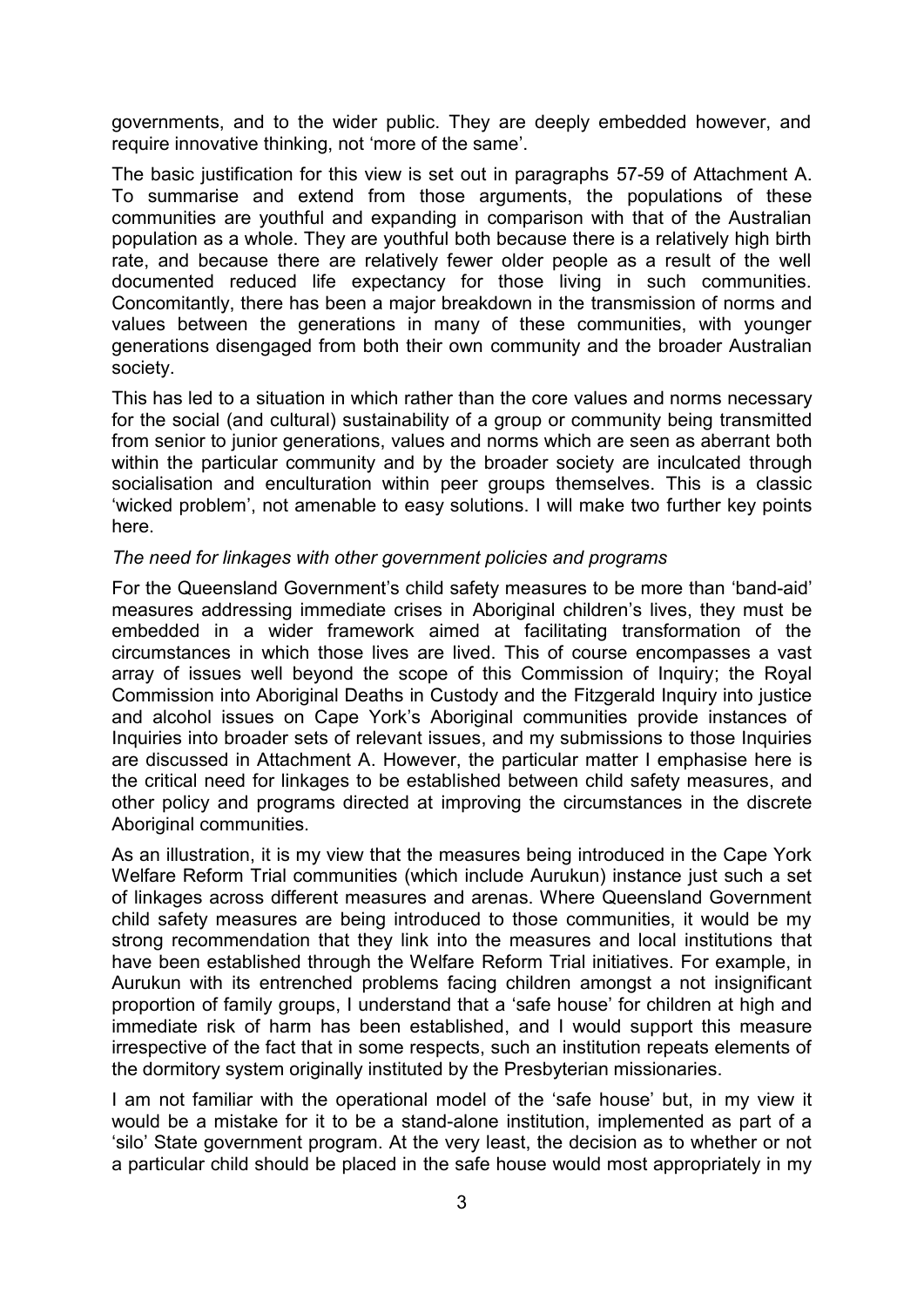governments, and to the wider public. They are deeply embedded however, and require innovative thinking, not 'more of the same'.

The basic justification for this view is set out in paragraphs 57-59 of Attachment A. To summarise and extend from those arguments, the populations of these communities are youthful and expanding in comparison with that of the Australian population as a whole. They are youthful both because there is a relatively high birth rate, and because there are relatively fewer older people as a result of the well documented reduced life expectancy for those living in such communities. Concomitantly, there has been a major breakdown in the transmission of norms and values between the generations in many of these communities, with younger generations disengaged from both their own community and the broader Australian society.

This has led to a situation in which rather than the core values and norms necessary for the social (and cultural) sustainability of a group or community being transmitted from senior to junior generations, values and norms which are seen as aberrant both within the particular community and by the broader society are inculcated through socialisation and enculturation within peer groups themselves. This is a classic 'wicked problem', not amenable to easy solutions. I will make two further key points here.

*The need for linkages with other government policies and programs*

For the Queensland Government's child safety measures to be more than 'band-aid' measures addressing immediate crises in Aboriginal children's lives, they must be embedded in a wider framework aimed at facilitating transformation of the circumstances in which those lives are lived. This of course encompasses a vast array of issues well beyond the scope of this Commission of Inquiry; the Royal Commission into Aboriginal Deaths in Custody and the Fitzgerald Inquiry into justice and alcohol issues on Cape York's Aboriginal communities provide instances of Inquiries into broader sets of relevant issues, and my submissions to those Inquiries are discussed in Attachment A. However, the particular matter I emphasise here is the critical need for linkages to be established between child safety measures, and other policy and programs directed at improving the circumstances in the discrete Aboriginal communities.

As an illustration, it is my view that the measures being introduced in the Cape York Welfare Reform Trial communities (which include Aurukun) instance just such a set of linkages across different measures and arenas. Where Queensland Government child safety measures are being introduced to those communities, it would be my strong recommendation that they link into the measures and local institutions that have been established through the Welfare Reform Trial initiatives. For example, in Aurukun with its entrenched problems facing children amongst a not insignificant proportion of family groups, I understand that a 'safe house' for children at high and immediate risk of harm has been established, and I would support this measure irrespective of the fact that in some respects, such an institution repeats elements of the dormitory system originally instituted by the Presbyterian missionaries.

I am not familiar with the operational model of the 'safe house' but, in my view it would be a mistake for it to be a stand-alone institution, implemented as part of a 'silo' State government program. At the very least, the decision as to whether or not a particular child should be placed in the safe house would most appropriately in my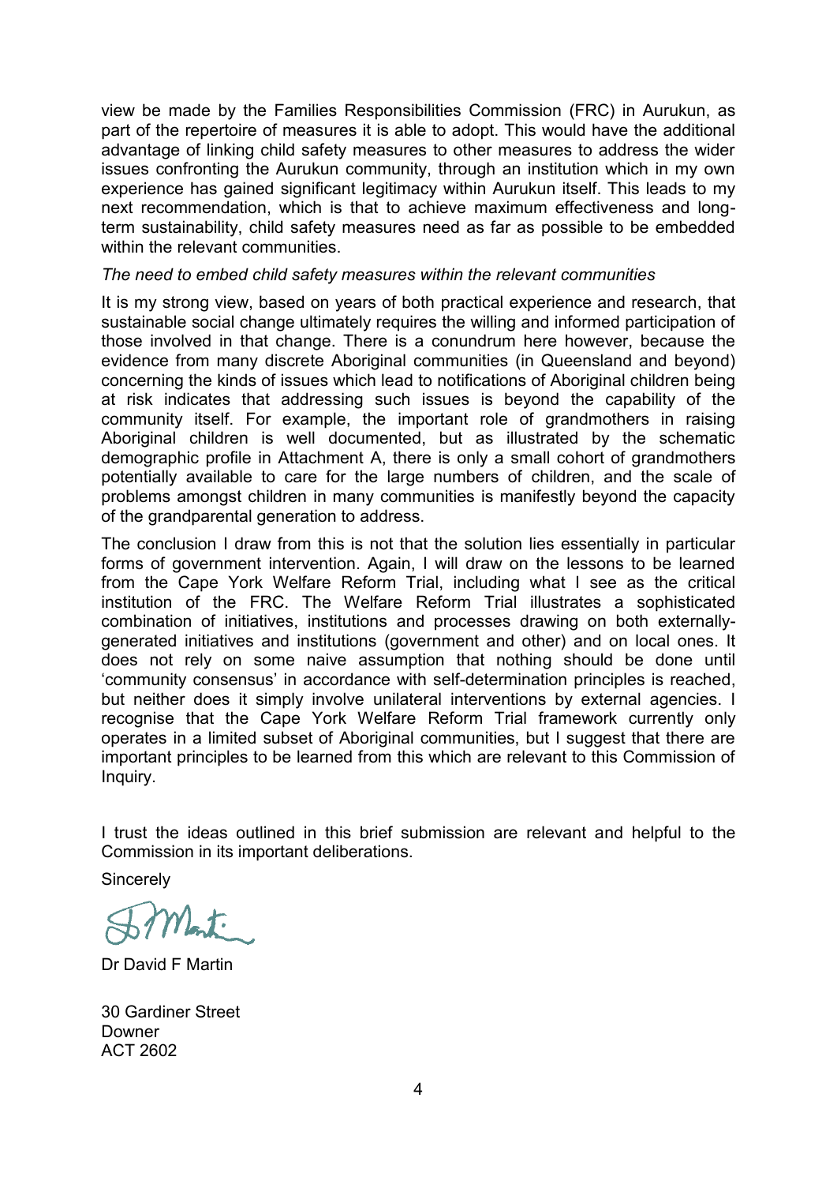view be made by the Families Responsibilities Commission (FRC) in Aurukun, as part of the repertoire of measures it is able to adopt. This would have the additional advantage of linking child safety measures to other measures to address the wider issues confronting the Aurukun community, through an institution which in my own experience has gained significant legitimacy within Aurukun itself. This leads to my next recommendation, which is that to achieve maximum effectiveness and long-term sustainability, child safety measures need as far as possible to be embedded within the relevant communities.

*The need to embed child safety measures within the relevant communities*

It is my strong view, based on years of both practical experience and research, that sustainable social change ultimately requires the willing and informed participation of those involved in that change. There is a conundrum here however, because the evidence from many discrete Aboriginal communities (in Queensland and beyond) concerning the kinds of issues which lead to notifications of Aboriginal children being at risk indicates that addressing such issues is beyond the capability of the community itself. For example, the important role of grandmothers in raising Aboriginal children is well documented, but as illustrated by the schematic demographic profile in Attachment A, there is only a small cohort of grandmothers potentially available to care for the large numbers of children, and the scale of problems amongst children in many communities is manifestly beyond the capacity of the grandparental generation to address.

The conclusion I draw from this is not that the solution lies essentially in particular forms of government intervention. Again, I will draw on the lessons to be learned from the Cape York Welfare Reform Trial, including what I see as the critical institution of the FRC. The Welfare Reform Trial illustrates a sophisticated combination of initiatives, institutions and processes drawing on both externally-generated initiatives and institutions (government and other) and on local ones. It does not rely on some naive assumption that nothing should be done until 'community consensus' in accordance with self-determination principles is reached, but neither does it simply involve unilateral interventions by external agencies. I recognise that the Cape York Welfare Reform Trial framework currently only operates in a limited subset of Aboriginal communities, but I suggest that there are important principles to be learned from this which are relevant to this Commission of Inquiry.

I trust the ideas outlined in this brief submission are relevant and helpful to the Commission in its important deliberations.

Sincerely

Dr David F Martin

30 Gardiner Street
Downer
ACT 2602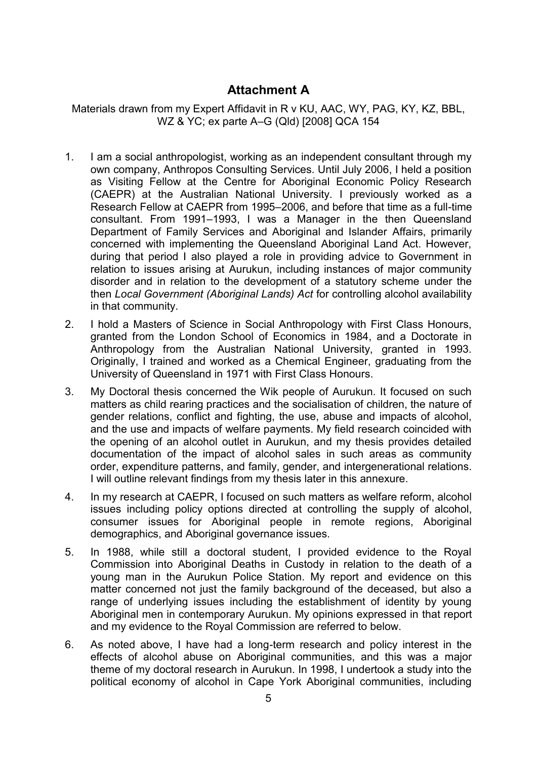## Attachment A

Materials drawn from my Expert Affidavit in R v KU, AAC, WY, PAG, KY, KZ, BBL, WZ & YC; ex parte A–G (Qld) [2008] QCA 154

1. I am a social anthropologist, working as an independent consultant through my own company, Anthropos Consulting Services. Until July 2006, I held a position as Visiting Fellow at the Centre for Aboriginal Economic Policy Research (CAEPR) at the Australian National University. I previously worked as a Research Fellow at CAEPR from 1995–2006, and before that time as a full-time consultant. From 1991–1993, I was a Manager in the then Queensland Department of Family Services and Aboriginal and Islander Affairs, primarily concerned with implementing the Queensland Aboriginal Land Act. However, during that period I also played a role in providing advice to Government in relation to issues arising at Aurukun, including instances of major community disorder and in relation to the development of a statutory scheme under the then *Local Government (Aboriginal Lands) Act* for controlling alcohol availability in that community.

2. I hold a Masters of Science in Social Anthropology with First Class Honours, granted from the London School of Economics in 1984, and a Doctorate in Anthropology from the Australian National University, granted in 1993. Originally, I trained and worked as a Chemical Engineer, graduating from the University of Queensland in 1971 with First Class Honours.

3. My Doctoral thesis concerned the Wik people of Aurukun. It focused on such matters as child rearing practices and the socialisation of children, the nature of gender relations, conflict and fighting, the use, abuse and impacts of alcohol, and the use and impacts of welfare payments. My field research coincided with the opening of an alcohol outlet in Aurukun, and my thesis provides detailed documentation of the impact of alcohol sales in such areas as community order, expenditure patterns, and family, gender, and intergenerational relations. I will outline relevant findings from my thesis later in this annexure.

4. In my research at CAEPR, I focused on such matters as welfare reform, alcohol issues including policy options directed at controlling the supply of alcohol, consumer issues for Aboriginal people in remote regions, Aboriginal demographics, and Aboriginal governance issues.

5. In 1988, while still a doctoral student, I provided evidence to the Royal Commission into Aboriginal Deaths in Custody in relation to the death of a young man in the Aurukun Police Station. My report and evidence on this matter concerned not just the family background of the deceased, but also a range of underlying issues including the establishment of identity by young Aboriginal men in contemporary Aurukun. My opinions expressed in that report and my evidence to the Royal Commission are referred to below.

6. As noted above, I have had a long-term research and policy interest in the effects of alcohol abuse on Aboriginal communities, and this was a major theme of my doctoral research in Aurukun. In 1998, I undertook a study into the political economy of alcohol in Cape York Aboriginal communities, including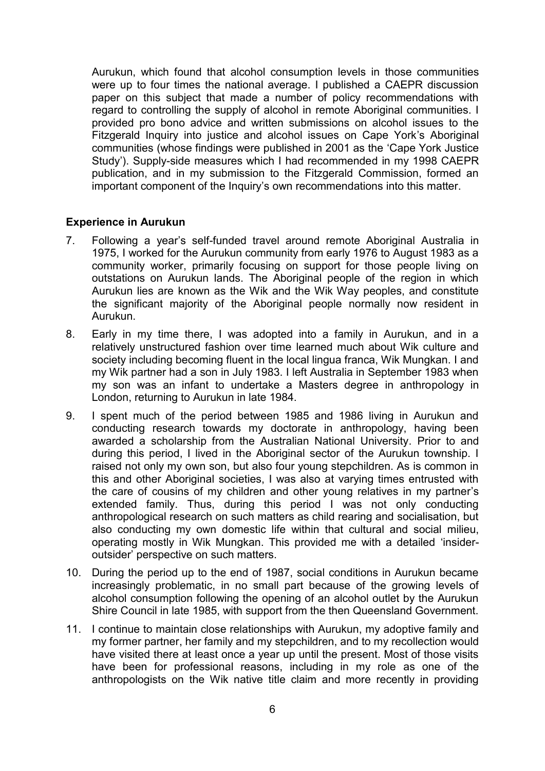Aurukun, which found that alcohol consumption levels in those communities were up to four times the national average. I published a CAEPR discussion paper on this subject that made a number of policy recommendations with regard to controlling the supply of alcohol in remote Aboriginal communities. I provided pro bono advice and written submissions on alcohol issues to the Fitzgerald Inquiry into justice and alcohol issues on Cape York's Aboriginal communities (whose findings were published in 2001 as the 'Cape York Justice Study'). Supply-side measures which I had recommended in my 1998 CAEPR publication, and in my submission to the Fitzgerald Commission, formed an important component of the Inquiry's own recommendations into this matter.

**Experience in Aurukun**

7. Following a year's self-funded travel around remote Aboriginal Australia in 1975, I worked for the Aurukun community from early 1976 to August 1983 as a community worker, primarily focusing on support for those people living on outstations on Aurukun lands. The Aboriginal people of the region in which Aurukun lies are known as the Wik and the Wik Way peoples, and constitute the significant majority of the Aboriginal people normally now resident in Aurukun.

8. Early in my time there, I was adopted into a family in Aurukun, and in a relatively unstructured fashion over time learned much about Wik culture and society including becoming fluent in the local lingua franca, Wik Mungkan. I and my Wik partner had a son in July 1983. I left Australia in September 1983 when my son was an infant to undertake a Masters degree in anthropology in London, returning to Aurukun in late 1984.

9. I spent much of the period between 1985 and 1986 living in Aurukun and conducting research towards my doctorate in anthropology, having been awarded a scholarship from the Australian National University. Prior to and during this period, I lived in the Aboriginal sector of the Aurukun township. I raised not only my own son, but also four young stepchildren. As is common in this and other Aboriginal societies, I was also at varying times entrusted with the care of cousins of my children and other young relatives in my partner's extended family. Thus, during this period I was not only conducting anthropological research on such matters as child rearing and socialisation, but also conducting my own domestic life within that cultural and social milieu, operating mostly in Wik Mungkan. This provided me with a detailed 'insider-outsider' perspective on such matters.

10. During the period up to the end of 1987, social conditions in Aurukun became increasingly problematic, in no small part because of the growing levels of alcohol consumption following the opening of an alcohol outlet by the Aurukun Shire Council in late 1985, with support from the then Queensland Government.

11. I continue to maintain close relationships with Aurukun, my adoptive family and my former partner, her family and my stepchildren, and to my recollection would have visited there at least once a year up until the present. Most of those visits have been for professional reasons, including in my role as one of the anthropologists on the Wik native title claim and more recently in providing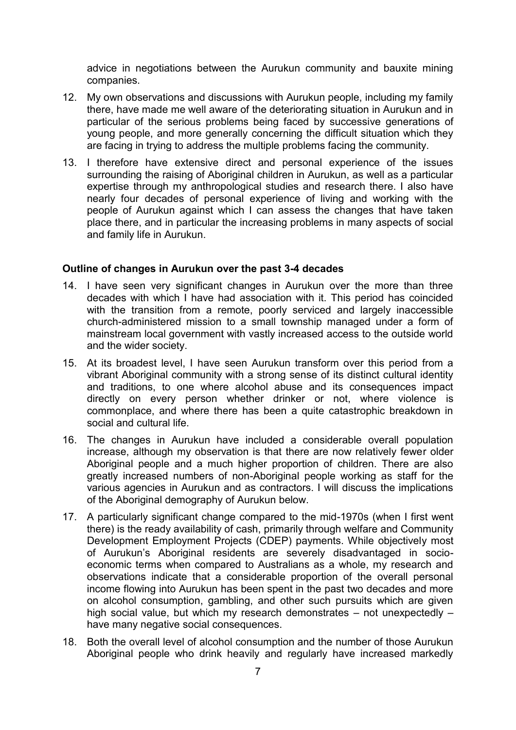advice in negotiations between the Aurukun community and bauxite mining companies.

12. My own observations and discussions with Aurukun people, including my family there, have made me well aware of the deteriorating situation in Aurukun and in particular of the serious problems being faced by successive generations of young people, and more generally concerning the difficult situation which they are facing in trying to address the multiple problems facing the community.

13. I therefore have extensive direct and personal experience of the issues surrounding the raising of Aboriginal children in Aurukun, as well as a particular expertise through my anthropological studies and research there. I also have nearly four decades of personal experience of living and working with the people of Aurukun against which I can assess the changes that have taken place there, and in particular the increasing problems in many aspects of social and family life in Aurukun.

**Outline of changes in Aurukun over the past 3-4 decades**

14. I have seen very significant changes in Aurukun over the more than three decades with which I have had association with it. This period has coincided with the transition from a remote, poorly serviced and largely inaccessible church-administered mission to a small township managed under a form of mainstream local government with vastly increased access to the outside world and the wider society.

15. At its broadest level, I have seen Aurukun transform over this period from a vibrant Aboriginal community with a strong sense of its distinct cultural identity and traditions, to one where alcohol abuse and its consequences impact directly on every person whether drinker or not, where violence is commonplace, and where there has been a quite catastrophic breakdown in social and cultural life.

16. The changes in Aurukun have included a considerable overall population increase, although my observation is that there are now relatively fewer older Aboriginal people and a much higher proportion of children. There are also greatly increased numbers of non-Aboriginal people working as staff for the various agencies in Aurukun and as contractors. I will discuss the implications of the Aboriginal demography of Aurukun below.

17. A particularly significant change compared to the mid-1970s (when I first went there) is the ready availability of cash, primarily through welfare and Community Development Employment Projects (CDEP) payments. While objectively most of Aurukun's Aboriginal residents are severely disadvantaged in socio-economic terms when compared to Australians as a whole, my research and observations indicate that a considerable proportion of the overall personal income flowing into Aurukun has been spent in the past two decades and more on alcohol consumption, gambling, and other such pursuits which are given high social value, but which my research demonstrates – not unexpectedly – have many negative social consequences.

18. Both the overall level of alcohol consumption and the number of those Aurukun Aboriginal people who drink heavily and regularly have increased markedly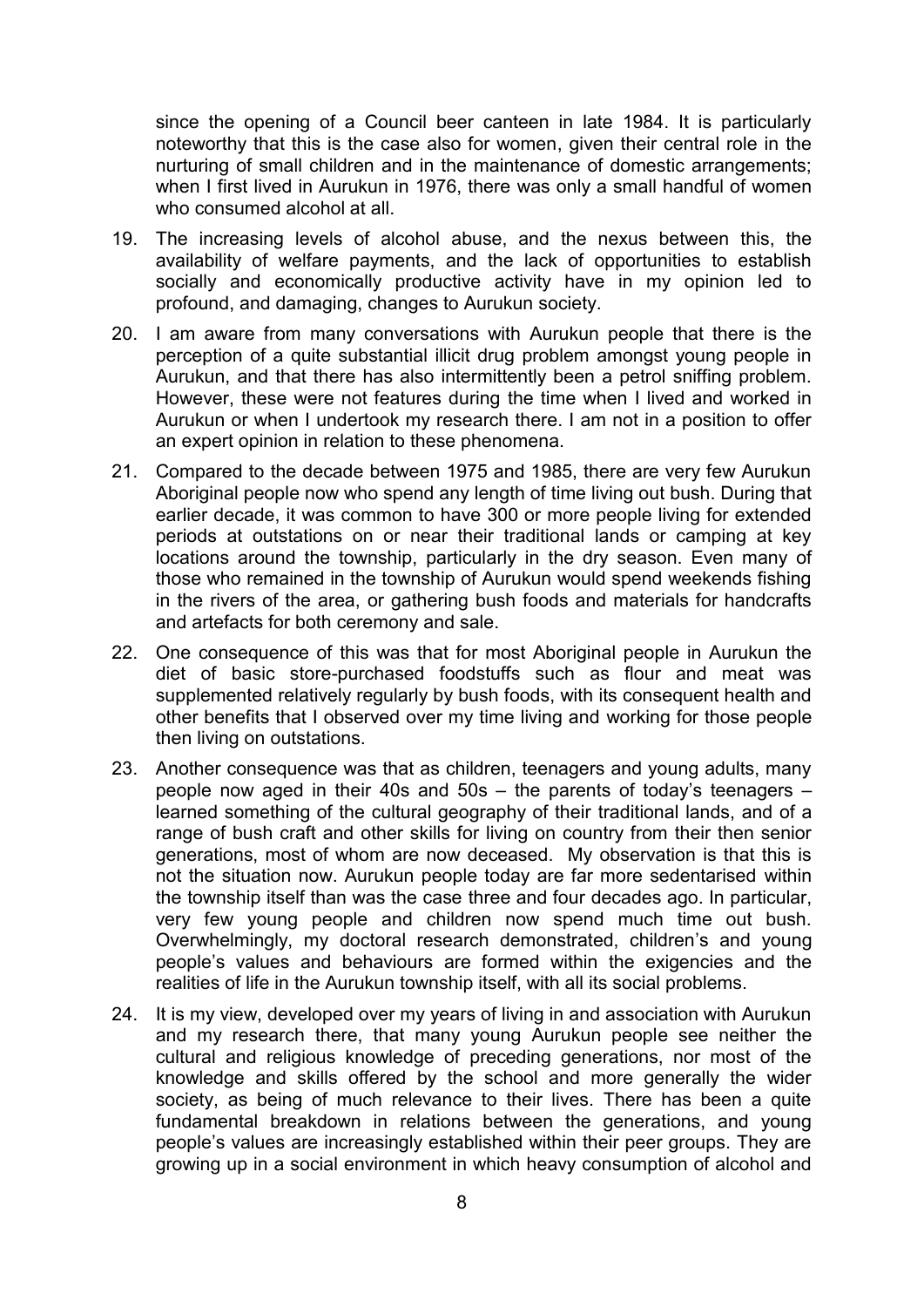since the opening of a Council beer canteen in late 1984. It is particularly noteworthy that this is the case also for women, given their central role in the nurturing of small children and in the maintenance of domestic arrangements; when I first lived in Aurukun in 1976, there was only a small handful of women who consumed alcohol at all.

19. The increasing levels of alcohol abuse, and the nexus between this, the availability of welfare payments, and the lack of opportunities to establish socially and economically productive activity have in my opinion led to profound, and damaging, changes to Aurukun society.

20. I am aware from many conversations with Aurukun people that there is the perception of a quite substantial illicit drug problem amongst young people in Aurukun, and that there has also intermittently been a petrol sniffing problem. However, these were not features during the time when I lived and worked in Aurukun or when I undertook my research there. I am not in a position to offer an expert opinion in relation to these phenomena.

21. Compared to the decade between 1975 and 1985, there are very few Aurukun Aboriginal people now who spend any length of time living out bush. During that earlier decade, it was common to have 300 or more people living for extended periods at outstations on or near their traditional lands or camping at key locations around the township, particularly in the dry season. Even many of those who remained in the township of Aurukun would spend weekends fishing in the rivers of the area, or gathering bush foods and materials for handcrafts and artefacts for both ceremony and sale.

22. One consequence of this was that for most Aboriginal people in Aurukun the diet of basic store-purchased foodstuffs such as flour and meat was supplemented relatively regularly by bush foods, with its consequent health and other benefits that I observed over my time living and working for those people then living on outstations.

23. Another consequence was that as children, teenagers and young adults, many people now aged in their 40s and 50s – the parents of today's teenagers – learned something of the cultural geography of their traditional lands, and of a range of bush craft and other skills for living on country from their then senior generations, most of whom are now deceased. My observation is that this is not the situation now. Aurukun people today are far more sedentarised within the township itself than was the case three and four decades ago. In particular, very few young people and children now spend much time out bush. Overwhelmingly, my doctoral research demonstrated, children's and young people's values and behaviours are formed within the exigencies and the realities of life in the Aurukun township itself, with all its social problems.

24. It is my view, developed over my years of living in and association with Aurukun and my research there, that many young Aurukun people see neither the cultural and religious knowledge of preceding generations, nor most of the knowledge and skills offered by the school and more generally the wider society, as being of much relevance to their lives. There has been a quite fundamental breakdown in relations between the generations, and young people's values are increasingly established within their peer groups. They are growing up in a social environment in which heavy consumption of alcohol and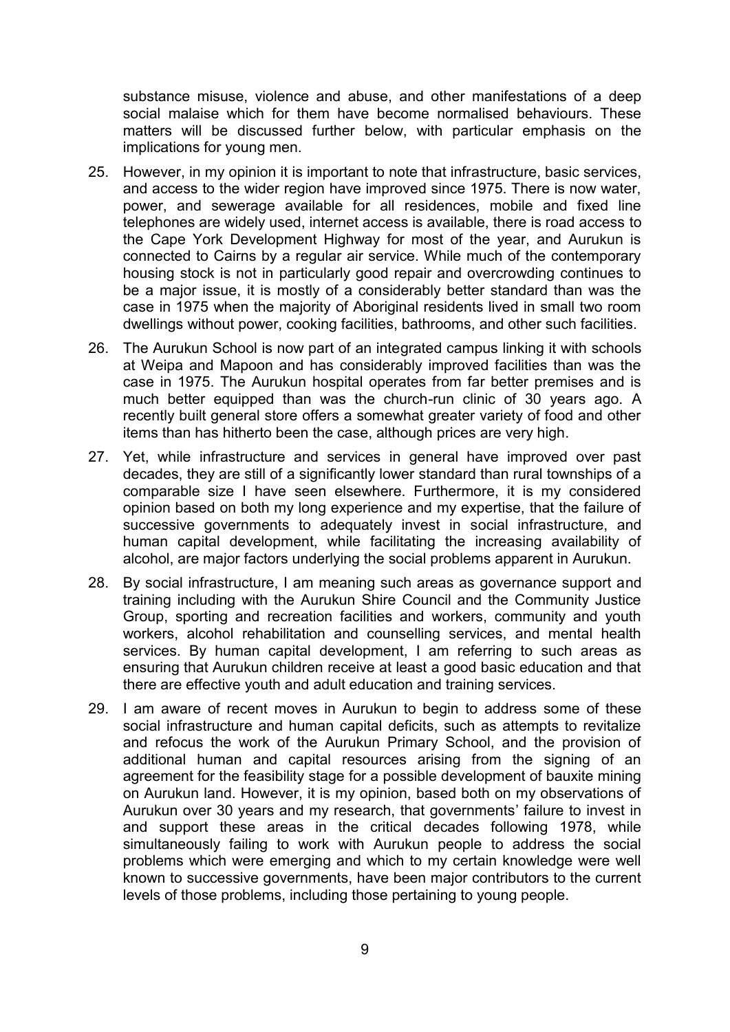substance misuse, violence and abuse, and other manifestations of a deep social malaise which for them have become normalised behaviours. These matters will be discussed further below, with particular emphasis on the implications for young men.

25. However, in my opinion it is important to note that infrastructure, basic services, and access to the wider region have improved since 1975. There is now water, power, and sewerage available for all residences, mobile and fixed line telephones are widely used, internet access is available, there is road access to the Cape York Development Highway for most of the year, and Aurukun is connected to Cairns by a regular air service. While much of the contemporary housing stock is not in particularly good repair and overcrowding continues to be a major issue, it is mostly of a considerably better standard than was the case in 1975 when the majority of Aboriginal residents lived in small two room dwellings without power, cooking facilities, bathrooms, and other such facilities.

26. The Aurukun School is now part of an integrated campus linking it with schools at Weipa and Mapoon and has considerably improved facilities than was the case in 1975. The Aurukun hospital operates from far better premises and is much better equipped than was the church-run clinic of 30 years ago. A recently built general store offers a somewhat greater variety of food and other items than has hitherto been the case, although prices are very high.

27. Yet, while infrastructure and services in general have improved over past decades, they are still of a significantly lower standard than rural townships of a comparable size I have seen elsewhere. Furthermore, it is my considered opinion based on both my long experience and my expertise, that the failure of successive governments to adequately invest in social infrastructure, and human capital development, while facilitating the increasing availability of alcohol, are major factors underlying the social problems apparent in Aurukun.

28. By social infrastructure, I am meaning such areas as governance support and training including with the Aurukun Shire Council and the Community Justice Group, sporting and recreation facilities and workers, community and youth workers, alcohol rehabilitation and counselling services, and mental health services. By human capital development, I am referring to such areas as ensuring that Aurukun children receive at least a good basic education and that there are effective youth and adult education and training services.

29. I am aware of recent moves in Aurukun to begin to address some of these social infrastructure and human capital deficits, such as attempts to revitalize and refocus the work of the Aurukun Primary School, and the provision of additional human and capital resources arising from the signing of an agreement for the feasibility stage for a possible development of bauxite mining on Aurukun land. However, it is my opinion, based both on my observations of Aurukun over 30 years and my research, that governments' failure to invest in and support these areas in the critical decades following 1978, while simultaneously failing to work with Aurukun people to address the social problems which were emerging and which to my certain knowledge were well known to successive governments, have been major contributors to the current levels of those problems, including those pertaining to young people.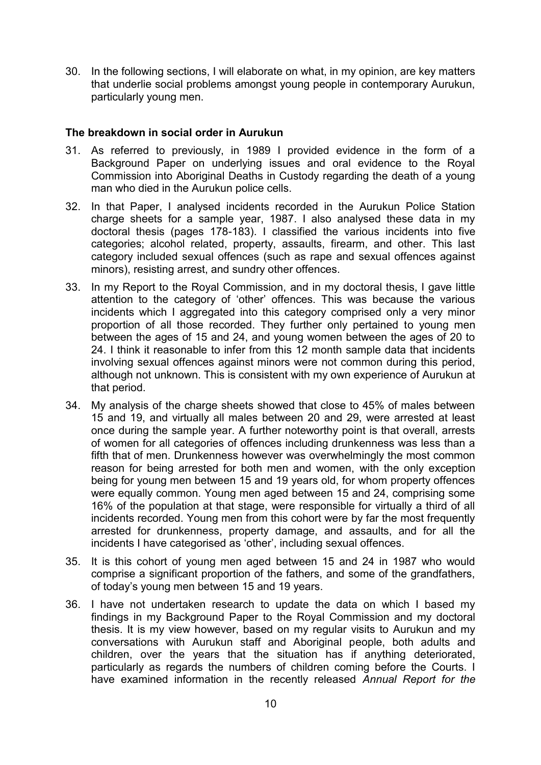30. In the following sections, I will elaborate on what, in my opinion, are key matters that underlie social problems amongst young people in contemporary Aurukun, particularly young men.

**The breakdown in social order in Aurukun**

31. As referred to previously, in 1989 I provided evidence in the form of a Background Paper on underlying issues and oral evidence to the Royal Commission into Aboriginal Deaths in Custody regarding the death of a young man who died in the Aurukun police cells.

32. In that Paper, I analysed incidents recorded in the Aurukun Police Station charge sheets for a sample year, 1987. I also analysed these data in my doctoral thesis (pages 178-183). I classified the various incidents into five categories; alcohol related, property, assaults, firearm, and other. This last category included sexual offences (such as rape and sexual offences against minors), resisting arrest, and sundry other offences.

33. In my Report to the Royal Commission, and in my doctoral thesis, I gave little attention to the category of 'other' offences. This was because the various incidents which I aggregated into this category comprised only a very minor proportion of all those recorded. They further only pertained to young men between the ages of 15 and 24, and young women between the ages of 20 to 24. I think it reasonable to infer from this 12 month sample data that incidents involving sexual offences against minors were not common during this period, although not unknown. This is consistent with my own experience of Aurukun at that period.

34. My analysis of the charge sheets showed that close to 45% of males between 15 and 19, and virtually all males between 20 and 29, were arrested at least once during the sample year. A further noteworthy point is that overall, arrests of women for all categories of offences including drunkenness was less than a fifth that of men. Drunkenness however was overwhelmingly the most common reason for being arrested for both men and women, with the only exception being for young men between 15 and 19 years old, for whom property offences were equally common. Young men aged between 15 and 24, comprising some 16% of the population at that stage, were responsible for virtually a third of all incidents recorded. Young men from this cohort were by far the most frequently arrested for drunkenness, property damage, and assaults, and for all the incidents I have categorised as 'other', including sexual offences.

35. It is this cohort of young men aged between 15 and 24 in 1987 who would comprise a significant proportion of the fathers, and some of the grandfathers, of today's young men between 15 and 19 years.

36. I have not undertaken research to update the data on which I based my findings in my Background Paper to the Royal Commission and my doctoral thesis. It is my view however, based on my regular visits to Aurukun and my conversations with Aurukun staff and Aboriginal people, both adults and children, over the years that the situation has if anything deteriorated, particularly as regards the numbers of children coming before the Courts. I have examined information in the recently released *Annual Report for the*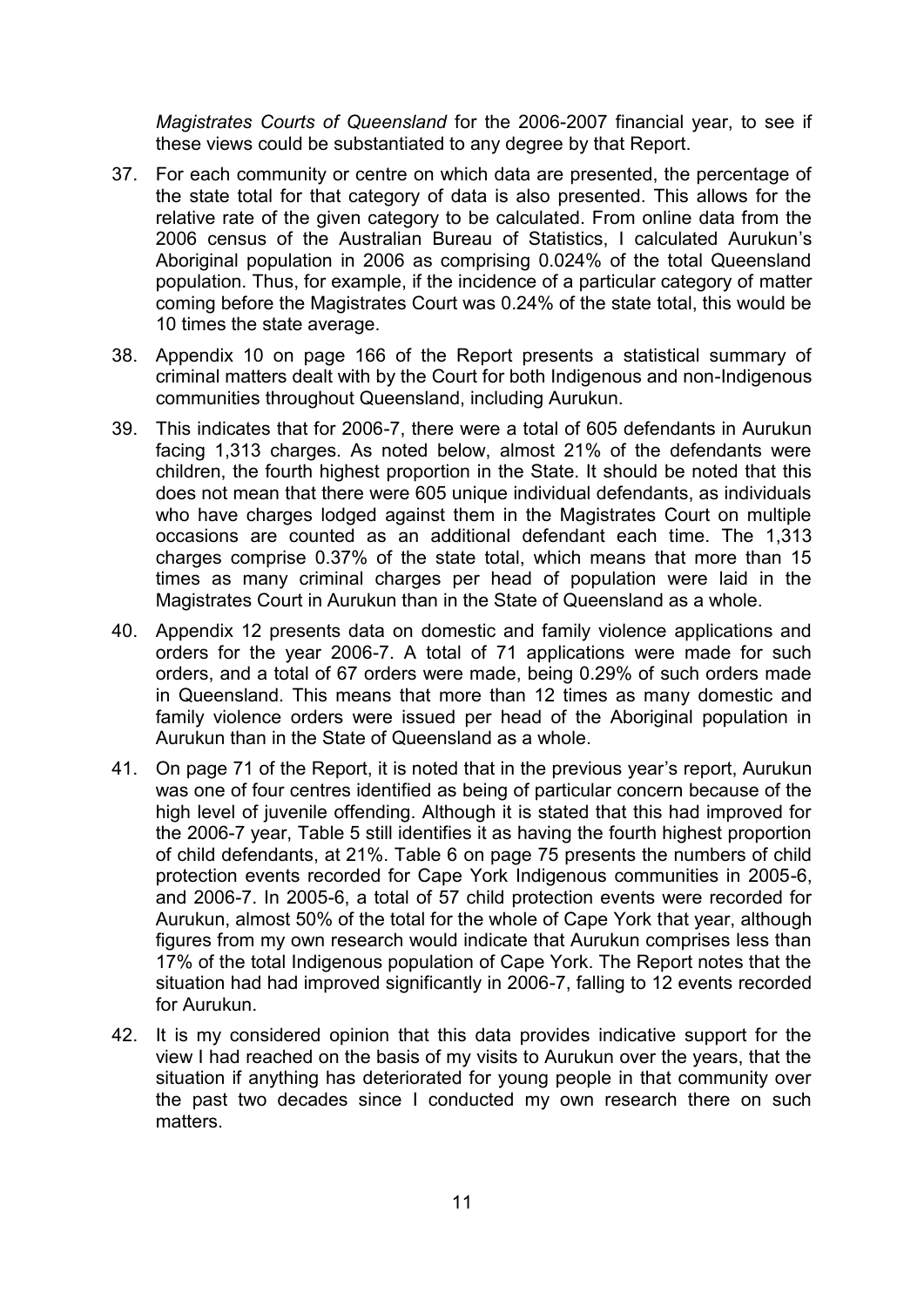*Magistrates Courts of Queensland* for the 2006-2007 financial year, to see if these views could be substantiated to any degree by that Report.

37. For each community or centre on which data are presented, the percentage of the state total for that category of data is also presented. This allows for the relative rate of the given category to be calculated. From online data from the 2006 census of the Australian Bureau of Statistics, I calculated Aurukun's Aboriginal population in 2006 as comprising 0.024% of the total Queensland population. Thus, for example, if the incidence of a particular category of matter coming before the Magistrates Court was 0.24% of the state total, this would be 10 times the state average.

38. Appendix 10 on page 166 of the Report presents a statistical summary of criminal matters dealt with by the Court for both Indigenous and non-Indigenous communities throughout Queensland, including Aurukun.

39. This indicates that for 2006-7, there were a total of 605 defendants in Aurukun facing 1,313 charges. As noted below, almost 21% of the defendants were children, the fourth highest proportion in the State. It should be noted that this does not mean that there were 605 unique individual defendants, as individuals who have charges lodged against them in the Magistrates Court on multiple occasions are counted as an additional defendant each time. The 1,313 charges comprise 0.37% of the state total, which means that more than 15 times as many criminal charges per head of population were laid in the Magistrates Court in Aurukun than in the State of Queensland as a whole.

40. Appendix 12 presents data on domestic and family violence applications and orders for the year 2006-7. A total of 71 applications were made for such orders, and a total of 67 orders were made, being 0.29% of such orders made in Queensland. This means that more than 12 times as many domestic and family violence orders were issued per head of the Aboriginal population in Aurukun than in the State of Queensland as a whole.

41. On page 71 of the Report, it is noted that in the previous year's report, Aurukun was one of four centres identified as being of particular concern because of the high level of juvenile offending. Although it is stated that this had improved for the 2006-7 year, Table 5 still identifies it as having the fourth highest proportion of child defendants, at 21%. Table 6 on page 75 presents the numbers of child protection events recorded for Cape York Indigenous communities in 2005-6, and 2006-7. In 2005-6, a total of 57 child protection events were recorded for Aurukun, almost 50% of the total for the whole of Cape York that year, although figures from my own research would indicate that Aurukun comprises less than 17% of the total Indigenous population of Cape York. The Report notes that the situation had had improved significantly in 2006-7, falling to 12 events recorded for Aurukun.

42. It is my considered opinion that this data provides indicative support for the view I had reached on the basis of my visits to Aurukun over the years, that the situation if anything has deteriorated for young people in that community over the past two decades since I conducted my own research there on such matters.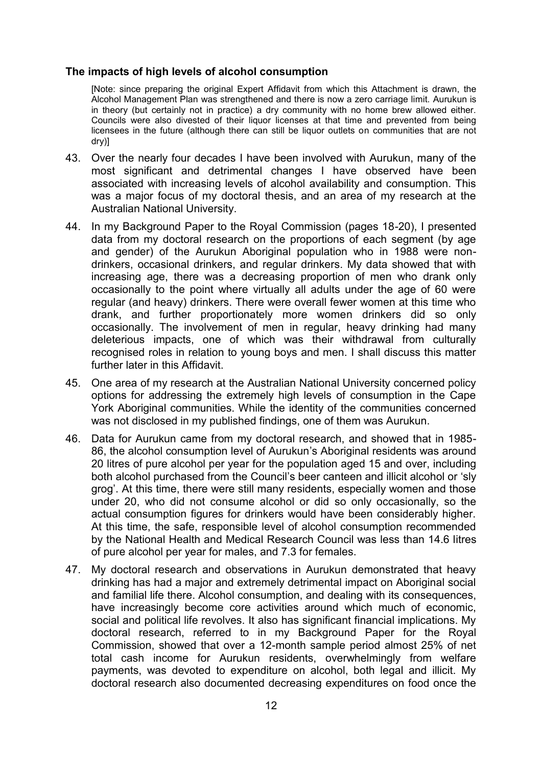### The impacts of high levels of alcohol consumption

[Note: since preparing the original Expert Affidavit from which this Attachment is drawn, the Alcohol Management Plan was strengthened and there is now a zero carriage limit. Aurukun is in theory (but certainly not in practice) a dry community with no home brew allowed either. Councils were also divested of their liquor licenses at that time and prevented from being licensees in the future (although there can still be liquor outlets on communities that are not dry)]

43. Over the nearly four decades I have been involved with Aurukun, many of the most significant and detrimental changes I have observed have been associated with increasing levels of alcohol availability and consumption. This was a major focus of my doctoral thesis, and an area of my research at the Australian National University.

44. In my Background Paper to the Royal Commission (pages 18-20), I presented data from my doctoral research on the proportions of each segment (by age and gender) of the Aurukun Aboriginal population who in 1988 were non-drinkers, occasional drinkers, and regular drinkers. My data showed that with increasing age, there was a decreasing proportion of men who drank only occasionally to the point where virtually all adults under the age of 60 were regular (and heavy) drinkers. There were overall fewer women at this time who drank, and further proportionately more women drinkers did so only occasionally. The involvement of men in regular, heavy drinking had many deleterious impacts, one of which was their withdrawal from culturally recognised roles in relation to young boys and men. I shall discuss this matter further later in this Affidavit.

45. One area of my research at the Australian National University concerned policy options for addressing the extremely high levels of consumption in the Cape York Aboriginal communities. While the identity of the communities concerned was not disclosed in my published findings, one of them was Aurukun.

46. Data for Aurukun came from my doctoral research, and showed that in 1985-86, the alcohol consumption level of Aurukun's Aboriginal residents was around 20 litres of pure alcohol per year for the population aged 15 and over, including both alcohol purchased from the Council's beer canteen and illicit alcohol or 'sly grog'. At this time, there were still many residents, especially women and those under 20, who did not consume alcohol or did so only occasionally, so the actual consumption figures for drinkers would have been considerably higher. At this time, the safe, responsible level of alcohol consumption recommended by the National Health and Medical Research Council was less than 14.6 litres of pure alcohol per year for males, and 7.3 for females.

47. My doctoral research and observations in Aurukun demonstrated that heavy drinking has had a major and extremely detrimental impact on Aboriginal social and familial life there. Alcohol consumption, and dealing with its consequences, have increasingly become core activities around which much of economic, social and political life revolves. It also has significant financial implications. My doctoral research, referred to in my Background Paper for the Royal Commission, showed that over a 12-month sample period almost 25% of net total cash income for Aurukun residents, overwhelmingly from welfare payments, was devoted to expenditure on alcohol, both legal and illicit. My doctoral research also documented decreasing expenditures on food once the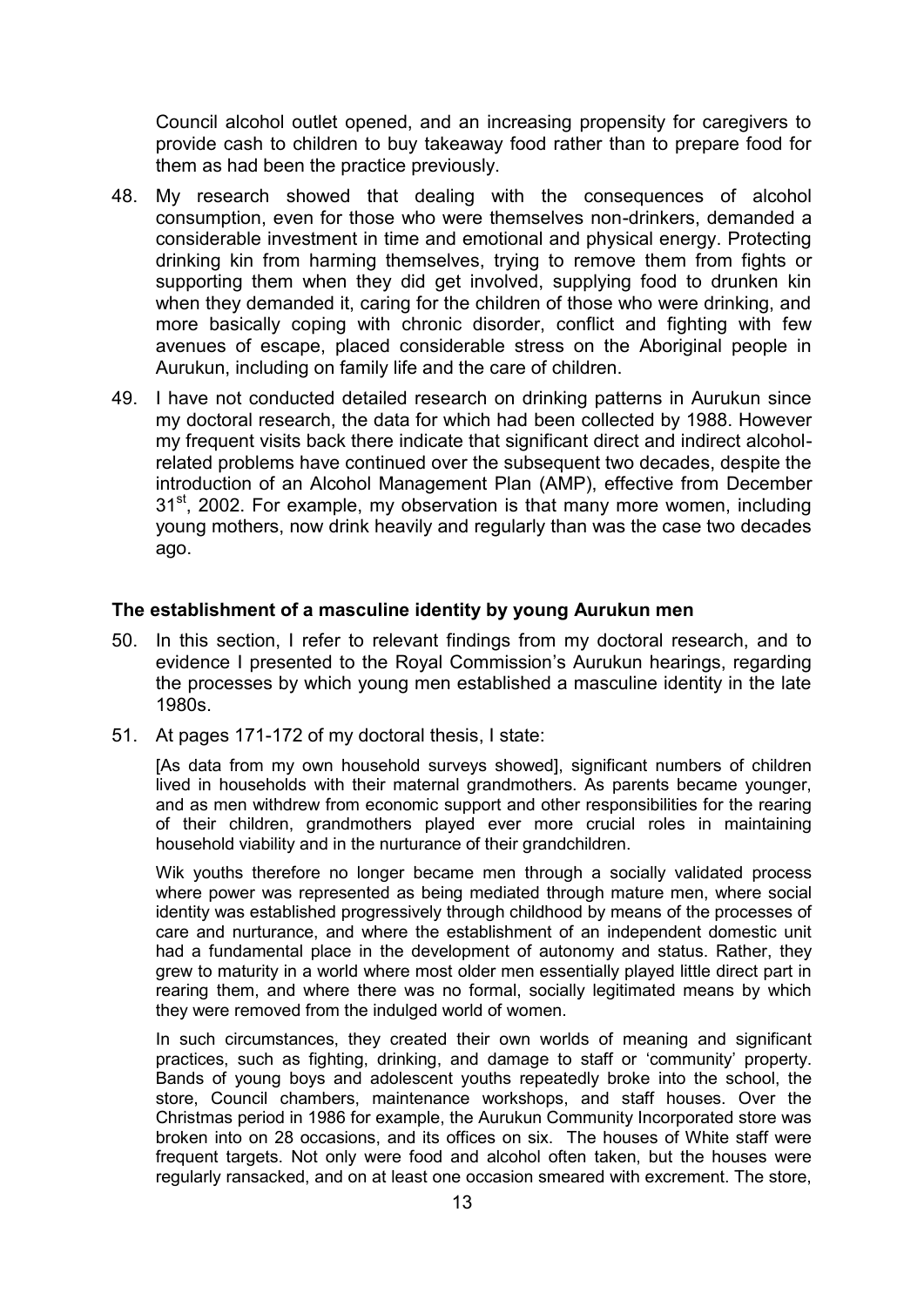Council alcohol outlet opened, and an increasing propensity for caregivers to provide cash to children to buy takeaway food rather than to prepare food for them as had been the practice previously.

48. My research showed that dealing with the consequences of alcohol consumption, even for those who were themselves non-drinkers, demanded a considerable investment in time and emotional and physical energy. Protecting drinking kin from harming themselves, trying to remove them from fights or supporting them when they did get involved, supplying food to drunken kin when they demanded it, caring for the children of those who were drinking, and more basically coping with chronic disorder, conflict and fighting with few avenues of escape, placed considerable stress on the Aboriginal people in Aurukun, including on family life and the care of children.

49. I have not conducted detailed research on drinking patterns in Aurukun since my doctoral research, the data for which had been collected by 1988. However my frequent visits back there indicate that significant direct and indirect alcohol-related problems have continued over the subsequent two decades, despite the introduction of an Alcohol Management Plan (AMP), effective from December 31st, 2002. For example, my observation is that many more women, including young mothers, now drink heavily and regularly than was the case two decades ago.

## The establishment of a masculine identity by young Aurukun men

50. In this section, I refer to relevant findings from my doctoral research, and to evidence I presented to the Royal Commission's Aurukun hearings, regarding the processes by which young men established a masculine identity in the late 1980s.

51. At pages 171-172 of my doctoral thesis, I state:

    [As data from my own household surveys showed], significant numbers of children lived in households with their maternal grandmothers. As parents became younger, and as men withdrew from economic support and other responsibilities for the rearing of their children, grandmothers played ever more crucial roles in maintaining household viability and in the nurturance of their grandchildren.

    Wik youths therefore no longer became men through a socially validated process where power was represented as being mediated through mature men, where social identity was established progressively through childhood by means of the processes of care and nurturance, and where the establishment of an independent domestic unit had a fundamental place in the development of autonomy and status. Rather, they grew to maturity in a world where most older men essentially played little direct part in rearing them, and where there was no formal, socially legitimated means by which they were removed from the indulged world of women.

    In such circumstances, they created their own worlds of meaning and significant practices, such as fighting, drinking, and damage to staff or 'community' property. Bands of young boys and adolescent youths repeatedly broke into the school, the store, Council chambers, maintenance workshops, and staff houses. Over the Christmas period in 1986 for example, the Aurukun Community Incorporated store was broken into on 28 occasions, and its offices on six. The houses of White staff were frequent targets. Not only were food and alcohol often taken, but the houses were regularly ransacked, and on at least one occasion smeared with excrement. The store,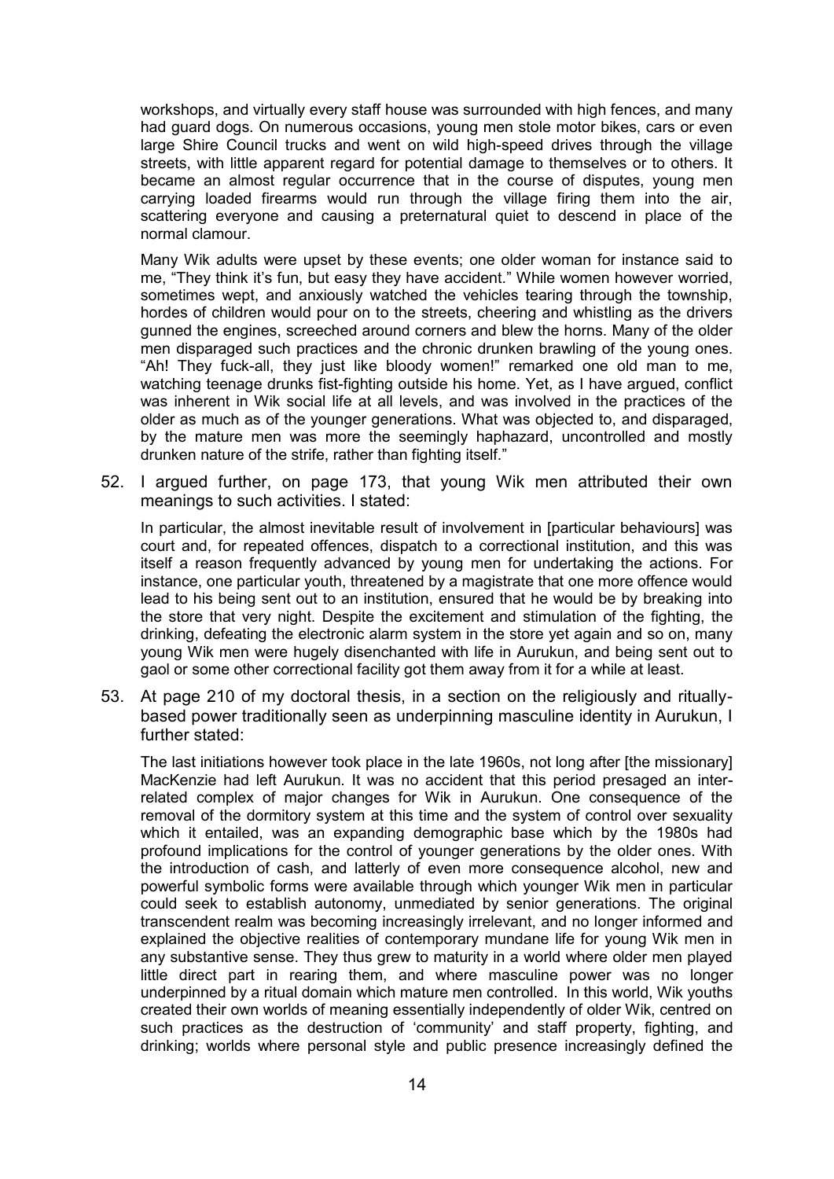workshops, and virtually every staff house was surrounded with high fences, and many had guard dogs. On numerous occasions, young men stole motor bikes, cars or even large Shire Council trucks and went on wild high-speed drives through the village streets, with little apparent regard for potential damage to themselves or to others. It became an almost regular occurrence that in the course of disputes, young men carrying loaded firearms would run through the village firing them into the air, scattering everyone and causing a preternatural quiet to descend in place of the normal clamour.

> Many Wik adults were upset by these events; one older woman for instance said to me, "They think it's fun, but easy they have accident." While women however worried, sometimes wept, and anxiously watched the vehicles tearing through the township, hordes of children would pour on to the streets, cheering and whistling as the drivers gunned the engines, screeched around corners and blew the horns. Many of the older men disparaged such practices and the chronic drunken brawling of the young ones. "Ah! They fuck-all, they just like bloody women!" remarked one old man to me, watching teenage drunks fist-fighting outside his home. Yet, as I have argued, conflict was inherent in Wik social life at all levels, and was involved in the practices of the older as much as of the younger generations. What was objected to, and disparaged, by the mature men was more the seemingly haphazard, uncontrolled and mostly drunken nature of the strife, rather than fighting itself."

52. I argued further, on page 173, that young Wik men attributed their own meanings to such activities. I stated:

> In particular, the almost inevitable result of involvement in [particular behaviours] was court and, for repeated offences, dispatch to a correctional institution, and this was itself a reason frequently advanced by young men for undertaking the actions. For instance, one particular youth, threatened by a magistrate that one more offence would lead to his being sent out to an institution, ensured that he would be by breaking into the store that very night. Despite the excitement and stimulation of the fighting, the drinking, defeating the electronic alarm system in the store yet again and so on, many young Wik men were hugely disenchanted with life in Aurukun, and being sent out to gaol or some other correctional facility got them away from it for a while at least.

53. At page 210 of my doctoral thesis, in a section on the religiously and ritually-based power traditionally seen as underpinning masculine identity in Aurukun, I further stated:

> The last initiations however took place in the late 1960s, not long after [the missionary] MacKenzie had left Aurukun. It was no accident that this period presaged an inter-related complex of major changes for Wik in Aurukun. One consequence of the removal of the dormitory system at this time and the system of control over sexuality which it entailed, was an expanding demographic base which by the 1980s had profound implications for the control of younger generations by the older ones. With the introduction of cash, and latterly of even more consequence alcohol, new and powerful symbolic forms were available through which younger Wik men in particular could seek to establish autonomy, unmediated by senior generations. The original transcendent realm was becoming increasingly irrelevant, and no longer informed and explained the objective realities of contemporary mundane life for young Wik men in any substantive sense. They thus grew to maturity in a world where older men played little direct part in rearing them, and where masculine power was no longer underpinned by a ritual domain which mature men controlled. In this world, Wik youths created their own worlds of meaning essentially independently of older Wik, centred on such practices as the destruction of 'community' and staff property, fighting, and drinking; worlds where personal style and public presence increasingly defined the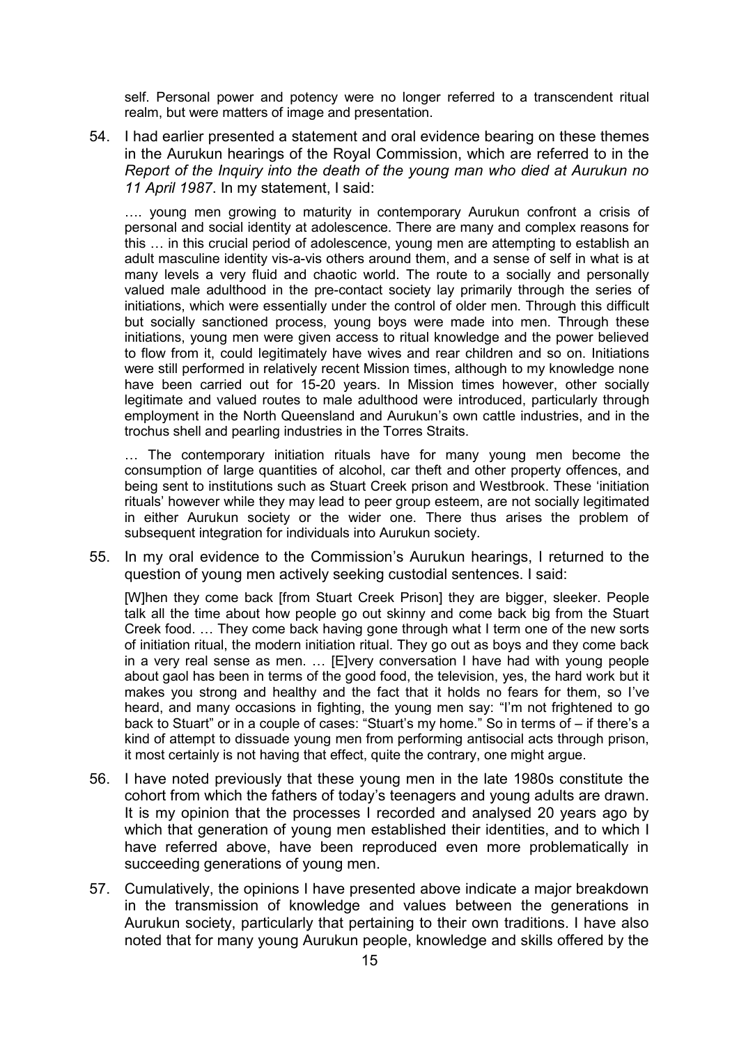self. Personal power and potency were no longer referred to a transcendent ritual realm, but were matters of image and presentation.

54. I had earlier presented a statement and oral evidence bearing on these themes in the Aurukun hearings of the Royal Commission, which are referred to in the *Report of the Inquiry into the death of the young man who died at Aurukun no 11 April 1987*. In my statement, I said:

> …. young men growing to maturity in contemporary Aurukun confront a crisis of personal and social identity at adolescence. There are many and complex reasons for this … in this crucial period of adolescence, young men are attempting to establish an adult masculine identity vis-a-vis others around them, and a sense of self in what is at many levels a very fluid and chaotic world. The route to a socially and personally valued male adulthood in the pre-contact society lay primarily through the series of initiations, which were essentially under the control of older men. Through this difficult but socially sanctioned process, young boys were made into men. Through these initiations, young men were given access to ritual knowledge and the power believed to flow from it, could legitimately have wives and rear children and so on. Initiations were still performed in relatively recent Mission times, although to my knowledge none have been carried out for 15-20 years. In Mission times however, other socially legitimate and valued routes to male adulthood were introduced, particularly through employment in the North Queensland and Aurukun's own cattle industries, and in the trochus shell and pearling industries in the Torres Straits.
>
> … The contemporary initiation rituals have for many young men become the consumption of large quantities of alcohol, car theft and other property offences, and being sent to institutions such as Stuart Creek prison and Westbrook. These 'initiation rituals' however while they may lead to peer group esteem, are not socially legitimated in either Aurukun society or the wider one. There thus arises the problem of subsequent integration for individuals into Aurukun society.

55. In my oral evidence to the Commission's Aurukun hearings, I returned to the question of young men actively seeking custodial sentences. I said:

> [W]hen they come back [from Stuart Creek Prison] they are bigger, sleeker. People talk all the time about how people go out skinny and come back big from the Stuart Creek food. … They come back having gone through what I term one of the new sorts of initiation ritual, the modern initiation ritual. They go out as boys and they come back in a very real sense as men. … [E]very conversation I have had with young people about gaol has been in terms of the good food, the television, yes, the hard work but it makes you strong and healthy and the fact that it holds no fears for them, so I've heard, and many occasions in fighting, the young men say: "I'm not frightened to go back to Stuart" or in a couple of cases: "Stuart's my home." So in terms of – if there's a kind of attempt to dissuade young men from performing antisocial acts through prison, it most certainly is not having that effect, quite the contrary, one might argue.

56. I have noted previously that these young men in the late 1980s constitute the cohort from which the fathers of today's teenagers and young adults are drawn. It is my opinion that the processes I recorded and analysed 20 years ago by which that generation of young men established their identities, and to which I have referred above, have been reproduced even more problematically in succeeding generations of young men.

57. Cumulatively, the opinions I have presented above indicate a major breakdown in the transmission of knowledge and values between the generations in Aurukun society, particularly that pertaining to their own traditions. I have also noted that for many young Aurukun people, knowledge and skills offered by the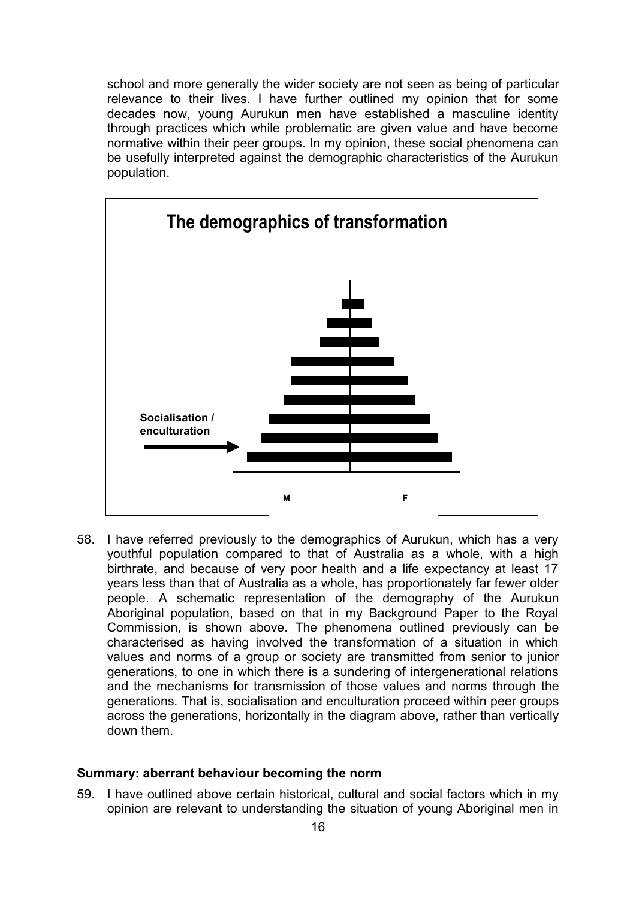school and more generally the wider society are not seen as being of particular relevance to their lives. I have further outlined my opinion that for some decades now, young Aurukun men have established a masculine identity through practices which while problematic are given value and have become normative within their peer groups. In my opinion, these social phenomena can be usefully interpreted against the demographic characteristics of the Aurukun population.

**The demographics of transformation**

Socialisation / enculturation

M F

58. I have referred previously to the demographics of Aurukun, which has a very youthful population compared to that of Australia as a whole, with a high birthrate, and because of very poor health and a life expectancy at least 17 years less than that of Australia as a whole, has proportionately far fewer older people. A schematic representation of the demography of the Aurukun Aboriginal population, based on that in my Background Paper to the Royal Commission, is shown above. The phenomena outlined previously can be characterised as having involved the transformation of a situation in which values and norms of a group or society are transmitted from senior to junior generations, to one in which there is a sundering of intergenerational relations and the mechanisms for transmission of those values and norms through the generations. That is, socialisation and enculturation proceed within peer groups across the generations, horizontally in the diagram above, rather than vertically down them.

### Summary: aberrant behaviour becoming the norm

59. I have outlined above certain historical, cultural and social factors which in my opinion are relevant to understanding the situation of young Aboriginal men in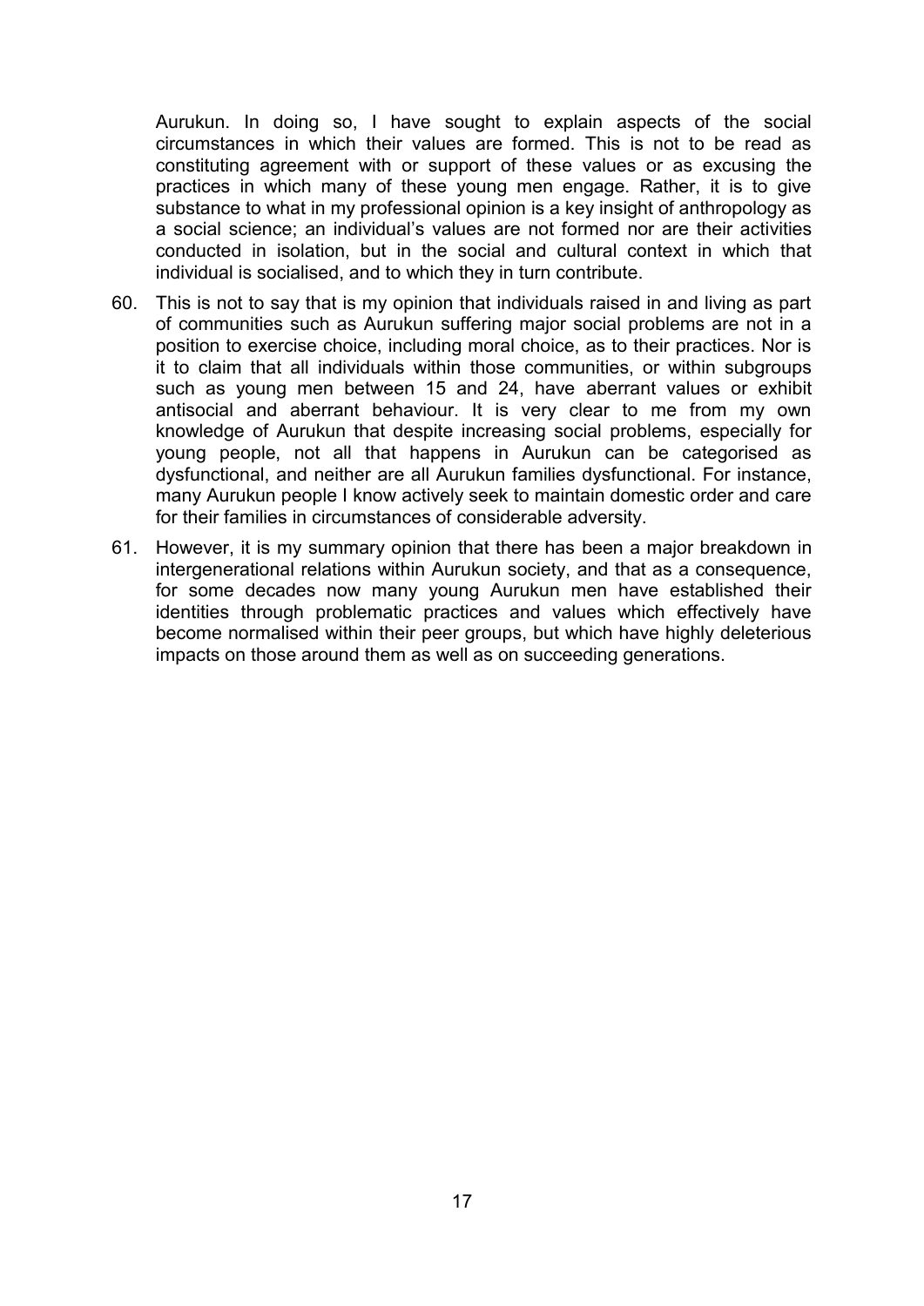Aurukun. In doing so, I have sought to explain aspects of the social circumstances in which their values are formed. This is not to be read as constituting agreement with or support of these values or as excusing the practices in which many of these young men engage. Rather, it is to give substance to what in my professional opinion is a key insight of anthropology as a social science; an individual's values are not formed nor are their activities conducted in isolation, but in the social and cultural context in which that individual is socialised, and to which they in turn contribute.

60. This is not to say that is my opinion that individuals raised in and living as part of communities such as Aurukun suffering major social problems are not in a position to exercise choice, including moral choice, as to their practices. Nor is it to claim that all individuals within those communities, or within subgroups such as young men between 15 and 24, have aberrant values or exhibit antisocial and aberrant behaviour. It is very clear to me from my own knowledge of Aurukun that despite increasing social problems, especially for young people, not all that happens in Aurukun can be categorised as dysfunctional, and neither are all Aurukun families dysfunctional. For instance, many Aurukun people I know actively seek to maintain domestic order and care for their families in circumstances of considerable adversity.

61. However, it is my summary opinion that there has been a major breakdown in intergenerational relations within Aurukun society, and that as a consequence, for some decades now many young Aurukun men have established their identities through problematic practices and values which effectively have become normalised within their peer groups, but which have highly deleterious impacts on those around them as well as on succeeding generations.